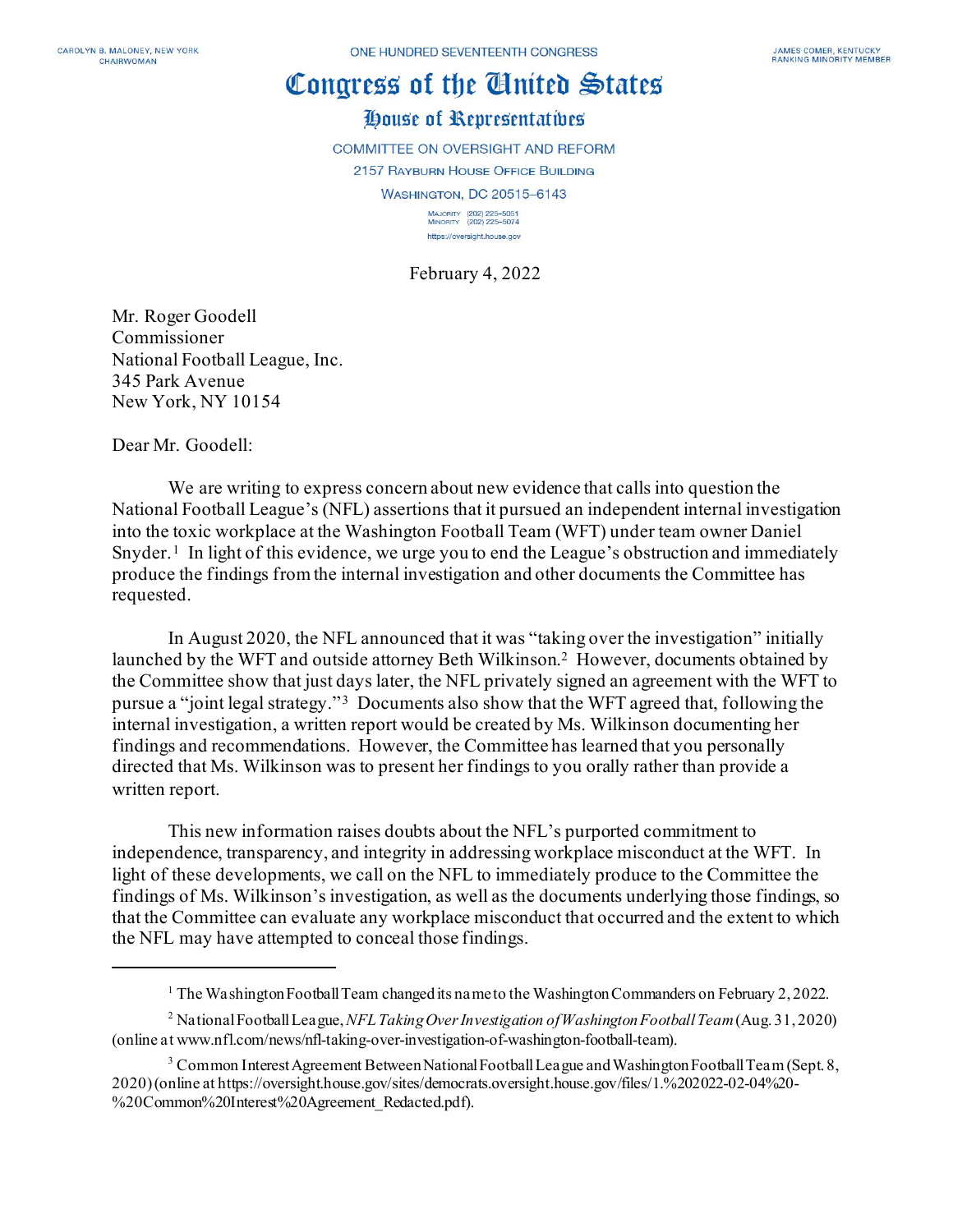CAROLYN B. MALONEY, NEW YORK
CHAIRWOMAN

ONE HUNDRED SEVENTEENTH CONGRESS

JAMES COMER, KENTUCKY
RANKING MINORITY MEMBER

# Congress of the United States

## House of Representatives

COMMITTEE ON OVERSIGHT AND REFORM

2157 RAYBURN HOUSE OFFICE BUILDING

WASHINGTON, DC 20515–6143

MAJORITY (202) 225–5051
MINORITY (202) 225–5074

https://oversight.house.gov

February 4, 2022

Mr. Roger Goodell
Commissioner
National Football League, Inc.
345 Park Avenue
New York, NY 10154

Dear Mr. Goodell:

We are writing to express concern about new evidence that calls into question the National Football League's (NFL) assertions that it pursued an independent internal investigation into the toxic workplace at the Washington Football Team (WFT) under team owner Daniel Snyder.[1] In light of this evidence, we urge you to end the League's obstruction and immediately produce the findings from the internal investigation and other documents the Committee has requested.

In August 2020, the NFL announced that it was "taking over the investigation" initially launched by the WFT and outside attorney Beth Wilkinson.[2] However, documents obtained by the Committee show that just days later, the NFL privately signed an agreement with the WFT to pursue a "joint legal strategy."[3] Documents also show that the WFT agreed that, following the internal investigation, a written report would be created by Ms. Wilkinson documenting her findings and recommendations. However, the Committee has learned that you personally directed that Ms. Wilkinson was to present her findings to you orally rather than provide a written report.

This new information raises doubts about the NFL's purported commitment to independence, transparency, and integrity in addressing workplace misconduct at the WFT. In light of these developments, we call on the NFL to immediately produce to the Committee the findings of Ms. Wilkinson's investigation, as well as the documents underlying those findings, so that the Committee can evaluate any workplace misconduct that occurred and the extent to which the NFL may have attempted to conceal those findings.

---

[1] The Washington Football Team changed its name to the Washington Commanders on February 2, 2022.

[2] National Football League, *NFL Taking Over Investigation of Washington Football Team* (Aug. 31, 2020) (online at www.nfl.com/news/nfl-taking-over-investigation-of-washington-football-team).

[3] Common Interest Agreement Between National Football League and Washington Football Team (Sept. 8, 2020) (online at https://oversight.house.gov/sites/democrats.oversight.house.gov/files/1.%202022-02-04%20-%20Common%20Interest%20Agreement_Redacted.pdf).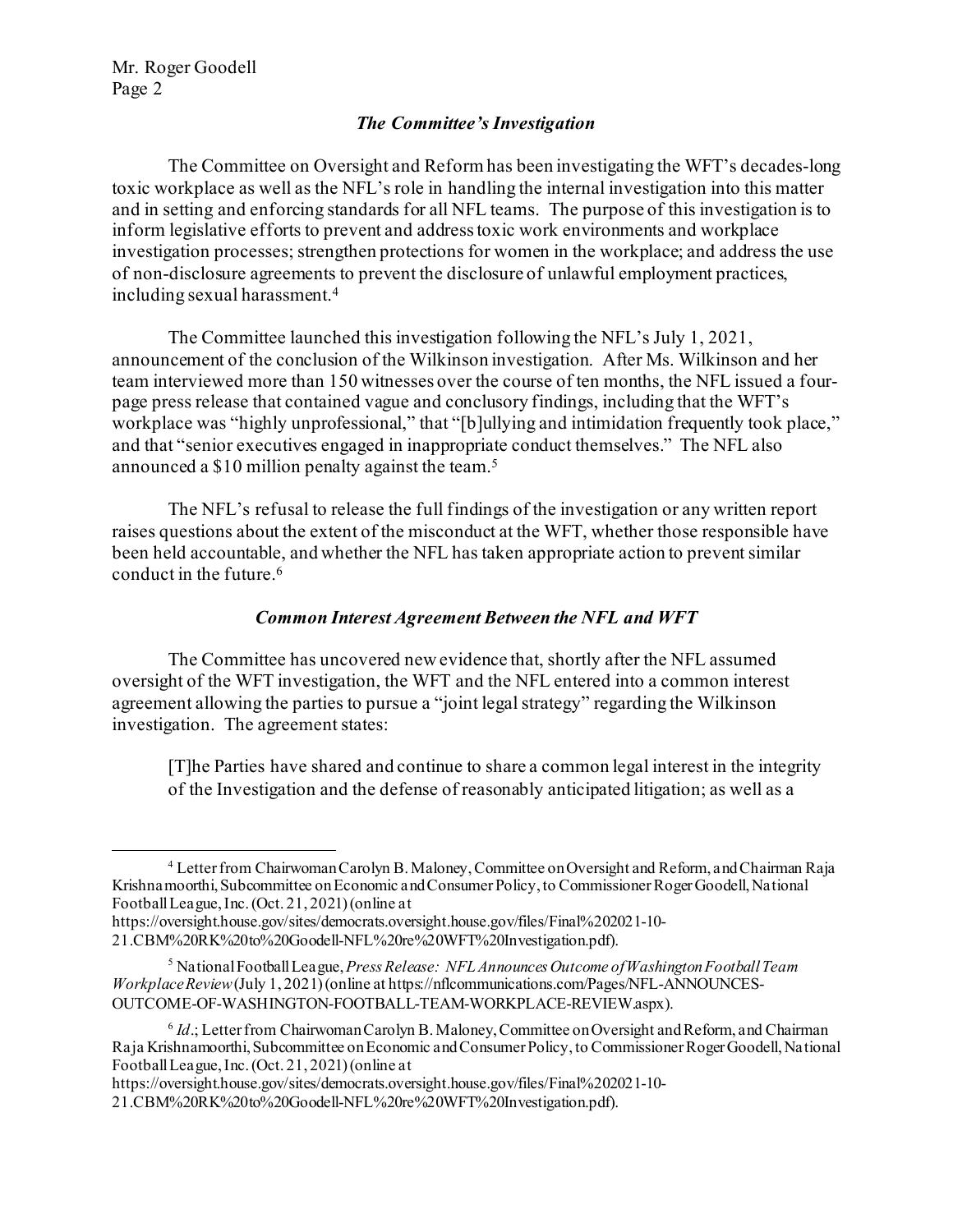### *The Committee's Investigation*

The Committee on Oversight and Reform has been investigating the WFT's decades-long toxic workplace as well as the NFL's role in handling the internal investigation into this matter and in setting and enforcing standards for all NFL teams. The purpose of this investigation is to inform legislative efforts to prevent and address toxic work environments and workplace investigation processes; strengthen protections for women in the workplace; and address the use of non-disclosure agreements to prevent the disclosure of unlawful employment practices, including sexual harassment.[4]

The Committee launched this investigation following the NFL's July 1, 2021, announcement of the conclusion of the Wilkinson investigation. After Ms. Wilkinson and her team interviewed more than 150 witnesses over the course of ten months, the NFL issued a four-page press release that contained vague and conclusory findings, including that the WFT's workplace was "highly unprofessional," that "[b]ullying and intimidation frequently took place," and that "senior executives engaged in inappropriate conduct themselves." The NFL also announced a $10 million penalty against the team.[5]

The NFL's refusal to release the full findings of the investigation or any written report raises questions about the extent of the misconduct at the WFT, whether those responsible have been held accountable, and whether the NFL has taken appropriate action to prevent similar conduct in the future.[6]

### *Common Interest Agreement Between the NFL and WFT*

The Committee has uncovered new evidence that, shortly after the NFL assumed oversight of the WFT investigation, the WFT and the NFL entered into a common interest agreement allowing the parties to pursue a "joint legal strategy" regarding the Wilkinson investigation. The agreement states:

> [T]he Parties have shared and continue to share a common legal interest in the integrity of the Investigation and the defense of reasonably anticipated litigation; as well as a

---

[4] Letter from Chairwoman Carolyn B. Maloney, Committee on Oversight and Reform, and Chairman Raja Krishnamoorthi, Subcommittee on Economic and Consumer Policy, to Commissioner Roger Goodell, National Football League, Inc. (Oct. 21, 2021) (online at https://oversight.house.gov/sites/democrats.oversight.house.gov/files/Final%202021-10-21.CBM%20RK%20to%20Goodell-NFL%20re%20WFT%20Investigation.pdf).

[5] National Football League, *Press Release: NFL Announces Outcome of Washington Football Team Workplace Review* (July 1, 2021) (online at https://nflcommunications.com/Pages/NFL-ANNOUNCES-OUTCOME-OF-WASHINGTON-FOOTBALL-TEAM-WORKPLACE-REVIEW.aspx).

[6] *Id*.; Letter from Chairwoman Carolyn B. Maloney, Committee on Oversight and Reform, and Chairman Raja Krishnamoorthi, Subcommittee on Economic and Consumer Policy, to Commissioner Roger Goodell, National Football League, Inc. (Oct. 21, 2021) (online at https://oversight.house.gov/sites/democrats.oversight.house.gov/files/Final%202021-10-21.CBM%20RK%20to%20Goodell-NFL%20re%20WFT%20Investigation.pdf).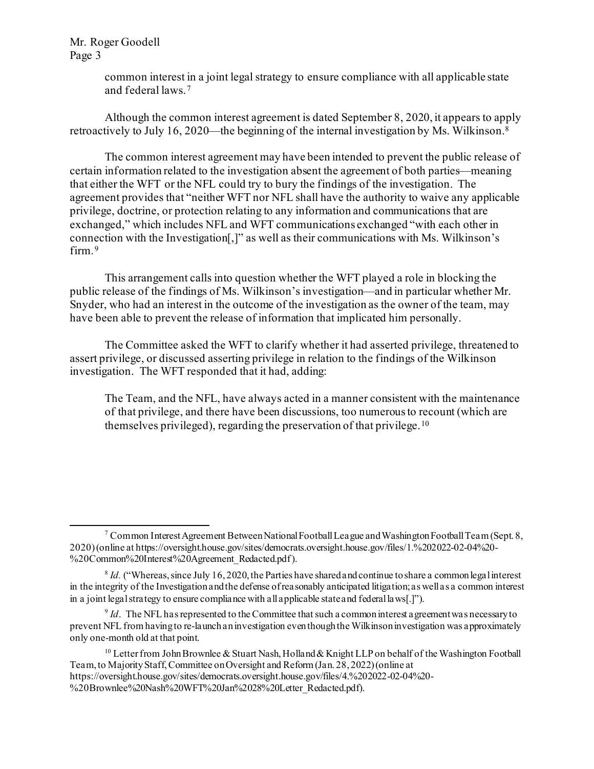common interest in a joint legal strategy to ensure compliance with all applicable state and federal laws.[7]

Although the common interest agreement is dated September 8, 2020, it appears to apply retroactively to July 16, 2020—the beginning of the internal investigation by Ms. Wilkinson.[8]

The common interest agreement may have been intended to prevent the public release of certain information related to the investigation absent the agreement of both parties—meaning that either the WFT or the NFL could try to bury the findings of the investigation. The agreement provides that "neither WFT nor NFL shall have the authority to waive any applicable privilege, doctrine, or protection relating to any information and communications that are exchanged," which includes NFL and WFT communications exchanged "with each other in connection with the Investigation[,]" as well as their communications with Ms. Wilkinson's firm.[9]

This arrangement calls into question whether the WFT played a role in blocking the public release of the findings of Ms. Wilkinson's investigation—and in particular whether Mr. Snyder, who had an interest in the outcome of the investigation as the owner of the team, may have been able to prevent the release of information that implicated him personally.

The Committee asked the WFT to clarify whether it had asserted privilege, threatened to assert privilege, or discussed asserting privilege in relation to the findings of the Wilkinson investigation. The WFT responded that it had, adding:

> The Team, and the NFL, have always acted in a manner consistent with the maintenance of that privilege, and there have been discussions, too numerous to recount (which are themselves privileged), regarding the preservation of that privilege.[10]

---

[7] Common Interest Agreement Between National Football League and Washington Football Team (Sept. 8, 2020) (online at https://oversight.house.gov/sites/democrats.oversight.house.gov/files/1.%202022-02-04%20-%20Common%20Interest%20Agreement_Redacted.pdf).

[8] *Id.* ("Whereas, since July 16, 2020, the Parties have shared and continue to share a common legal interest in the integrity of the Investigation and the defense of reasonably anticipated litigation; as well as a common interest in a joint legal strategy to ensure compliance with all applicable state and federal laws[.]").

[9] *Id*. The NFL has represented to the Committee that such a common interest agreement was necessary to prevent NFL from having to re-launch an investigation even though the Wilkinson investigation was approximately only one-month old at that point.

[10] Letter from John Brownlee & Stuart Nash, Holland & Knight LLP on behalf of the Washington Football Team, to Majority Staff, Committee on Oversight and Reform (Jan. 28, 2022) (online at https://oversight.house.gov/sites/democrats.oversight.house.gov/files/4.%202022-02-04%20-%20Brownlee%20Nash%20WFT%20Jan%2028%20Letter_Redacted.pdf).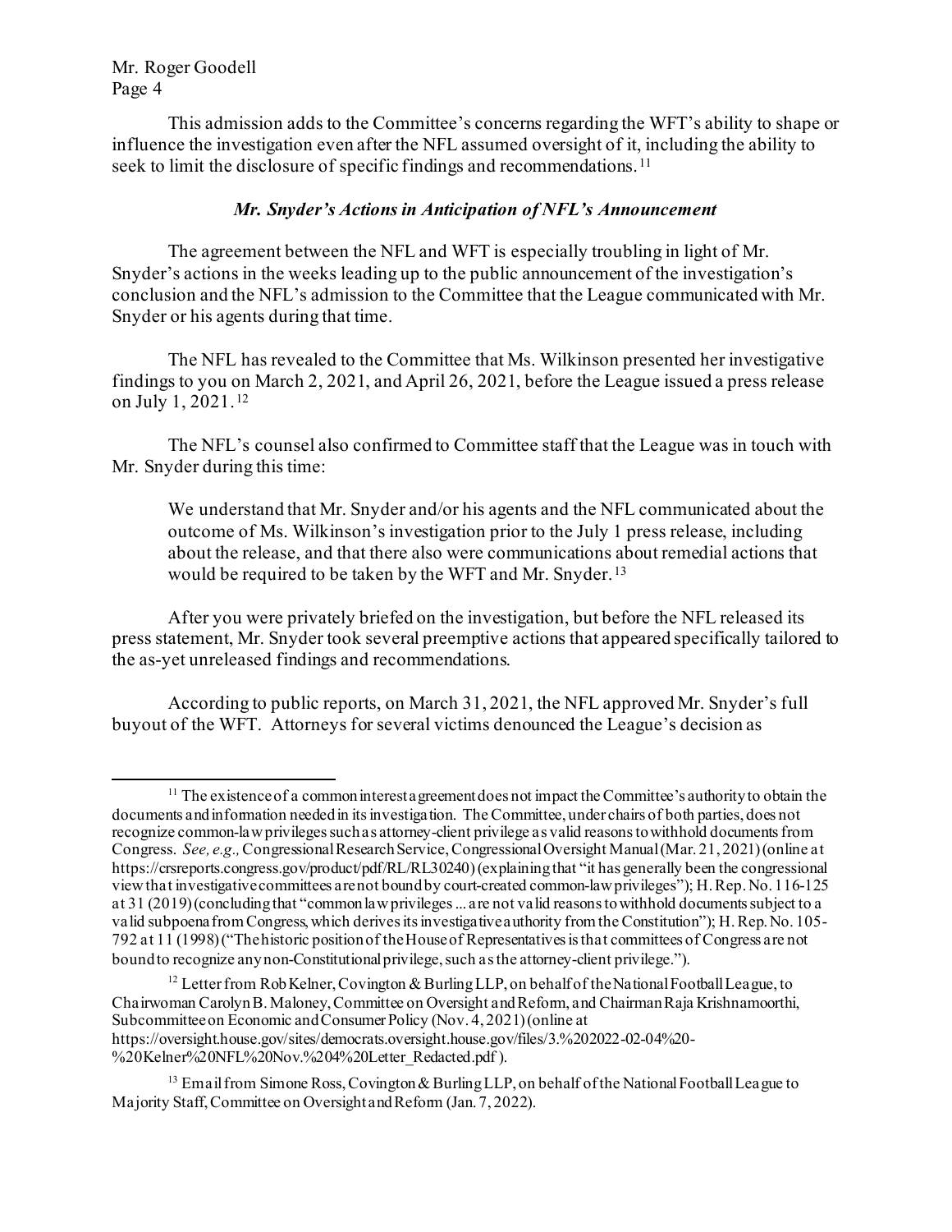This admission adds to the Committee's concerns regarding the WFT's ability to shape or influence the investigation even after the NFL assumed oversight of it, including the ability to seek to limit the disclosure of specific findings and recommendations.[11]

***Mr. Snyder's Actions in Anticipation of NFL's Announcement***

The agreement between the NFL and WFT is especially troubling in light of Mr. Snyder's actions in the weeks leading up to the public announcement of the investigation's conclusion and the NFL's admission to the Committee that the League communicated with Mr. Snyder or his agents during that time.

The NFL has revealed to the Committee that Ms. Wilkinson presented her investigative findings to you on March 2, 2021, and April 26, 2021, before the League issued a press release on July 1, 2021.[12]

The NFL's counsel also confirmed to Committee staff that the League was in touch with Mr. Snyder during this time:

> We understand that Mr. Snyder and/or his agents and the NFL communicated about the outcome of Ms. Wilkinson's investigation prior to the July 1 press release, including about the release, and that there also were communications about remedial actions that would be required to be taken by the WFT and Mr. Snyder.[13]

After you were privately briefed on the investigation, but before the NFL released its press statement, Mr. Snyder took several preemptive actions that appeared specifically tailored to the as-yet unreleased findings and recommendations.

According to public reports, on March 31, 2021, the NFL approved Mr. Snyder's full buyout of the WFT. Attorneys for several victims denounced the League's decision as

---

[11] The existence of a common interest agreement does not impact the Committee's authority to obtain the documents and information needed in its investigation. The Committee, under chairs of both parties, does not recognize common-law privileges such as attorney-client privilege as valid reasons to withhold documents from Congress. *See, e.g.,* Congressional Research Service, Congressional Oversight Manual (Mar. 21, 2021) (online at https://crsreports.congress.gov/product/pdf/RL/RL30240) (explaining that "it has generally been the congressional view that investigative committees are not bound by court-created common-law privileges"); H. Rep. No. 116-125 at 31 (2019) (concluding that "common law privileges ... are not valid reasons to withhold documents subject to a valid subpoena from Congress, which derives its investigative authority from the Constitution"); H. Rep. No. 105-792 at 11 (1998) ("The historic position of the House of Representatives is that committees of Congress are not bound to recognize any non-Constitutional privilege, such as the attorney-client privilege.").

[12] Letter from Rob Kelner, Covington & Burling LLP, on behalf of the National Football League, to Chairwoman Carolyn B. Maloney, Committee on Oversight and Reform, and Chairman Raja Krishnamoorthi, Subcommittee on Economic and Consumer Policy (Nov. 4, 2021) (online at https://oversight.house.gov/sites/democrats.oversight.house.gov/files/3.%202022-02-04%20-%20Kelner%20NFL%20Nov.%204%20Letter_Redacted.pdf).

[13] Email from Simone Ross, Covington & Burling LLP, on behalf of the National Football League to Majority Staff, Committee on Oversight and Reform (Jan. 7, 2022).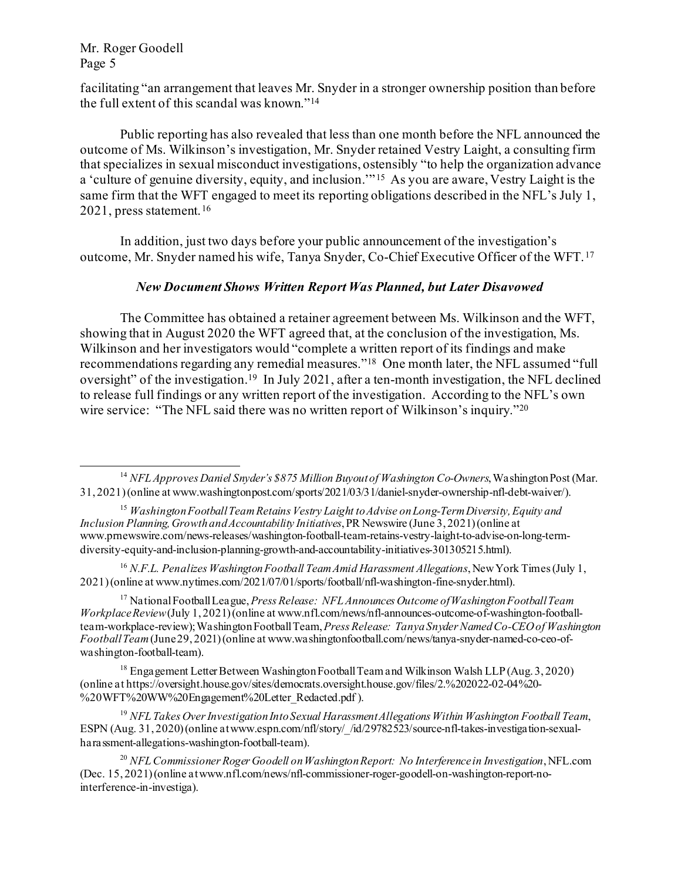facilitating "an arrangement that leaves Mr. Snyder in a stronger ownership position than before the full extent of this scandal was known."[14]

Public reporting has also revealed that less than one month before the NFL announced the outcome of Ms. Wilkinson's investigation, Mr. Snyder retained Vestry Laight, a consulting firm that specializes in sexual misconduct investigations, ostensibly "to help the organization advance a 'culture of genuine diversity, equity, and inclusion.'"[15] As you are aware, Vestry Laight is the same firm that the WFT engaged to meet its reporting obligations described in the NFL's July 1, 2021, press statement.[16]

In addition, just two days before your public announcement of the investigation's outcome, Mr. Snyder named his wife, Tanya Snyder, Co-Chief Executive Officer of the WFT.[17]

### *New Document Shows Written Report Was Planned, but Later Disavowed*

The Committee has obtained a retainer agreement between Ms. Wilkinson and the WFT, showing that in August 2020 the WFT agreed that, at the conclusion of the investigation, Ms. Wilkinson and her investigators would "complete a written report of its findings and make recommendations regarding any remedial measures."[18] One month later, the NFL assumed "full oversight" of the investigation.[19] In July 2021, after a ten-month investigation, the NFL declined to release full findings or any written report of the investigation. According to the NFL's own wire service: "The NFL said there was no written report of Wilkinson's inquiry."[20]

---

[14] *NFL Approves Daniel Snyder's $875 Million Buyout of Washington Co-Owners*, Washington Post (Mar. 31, 2021) (online at www.washingtonpost.com/sports/2021/03/31/daniel-snyder-ownership-nfl-debt-waiver/).

[15] *Washington Football Team Retains Vestry Laight to Advise on Long-Term Diversity, Equity and Inclusion Planning, Growth and Accountability Initiatives*, PR Newswire (June 3, 2021) (online at www.prnewswire.com/news-releases/washington-football-team-retains-vestry-laight-to-advise-on-long-term-diversity-equity-and-inclusion-planning-growth-and-accountability-initiatives-301305215.html).

[16] *N.F.L. Penalizes Washington Football Team Amid Harassment Allegations*, New York Times (July 1, 2021) (online at www.nytimes.com/2021/07/01/sports/football/nfl-washington-fine-snyder.html).

[17] National Football League, *Press Release: NFL Announces Outcome of Washington Football Team Workplace Review* (July 1, 2021) (online at www.nfl.com/news/nfl-announces-outcome-of-washington-football-team-workplace-review); Washington Football Team, *Press Release: Tanya Snyder Named Co-CEO of Washington Football Team* (June 29, 2021) (online at www.washingtonfootball.com/news/tanya-snyder-named-co-ceo-of-washington-football-team).

[18] Engagement Letter Between Washington Football Team and Wilkinson Walsh LLP (Aug. 3, 2020) (online at https://oversight.house.gov/sites/democrats.oversight.house.gov/files/2.%202022-02-04%20-%20WFT%20WW%20Engagement%20Letter_Redacted.pdf).

[19] *NFL Takes Over Investigation Into Sexual Harassment Allegations Within Washington Football Team*, ESPN (Aug. 31, 2020) (online at www.espn.com/nfl/story/_/id/29782523/source-nfl-takes-investigation-sexual-harassment-allegations-washington-football-team).

[20] *NFL Commissioner Roger Goodell on Washington Report: No Interference in Investigation*, NFL.com (Dec. 15, 2021) (online at www.nfl.com/news/nfl-commissioner-roger-goodell-on-washington-report-no-interference-in-investiga).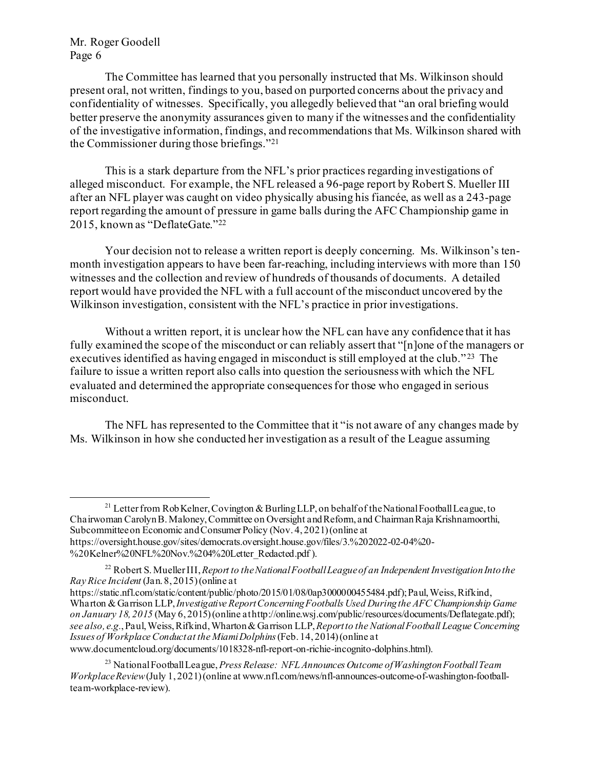The Committee has learned that you personally instructed that Ms. Wilkinson should present oral, not written, findings to you, based on purported concerns about the privacy and confidentiality of witnesses. Specifically, you allegedly believed that "an oral briefing would better preserve the anonymity assurances given to many if the witnesses and the confidentiality of the investigative information, findings, and recommendations that Ms. Wilkinson shared with the Commissioner during those briefings."[21]

This is a stark departure from the NFL's prior practices regarding investigations of alleged misconduct. For example, the NFL released a 96-page report by Robert S. Mueller III after an NFL player was caught on video physically abusing his fiancée, as well as a 243-page report regarding the amount of pressure in game balls during the AFC Championship game in 2015, known as "DeflateGate."[22]

Your decision not to release a written report is deeply concerning. Ms. Wilkinson's ten-month investigation appears to have been far-reaching, including interviews with more than 150 witnesses and the collection and review of hundreds of thousands of documents. A detailed report would have provided the NFL with a full account of the misconduct uncovered by the Wilkinson investigation, consistent with the NFL's practice in prior investigations.

Without a written report, it is unclear how the NFL can have any confidence that it has fully examined the scope of the misconduct or can reliably assert that "[n]one of the managers or executives identified as having engaged in misconduct is still employed at the club."[23] The failure to issue a written report also calls into question the seriousness with which the NFL evaluated and determined the appropriate consequences for those who engaged in serious misconduct.

The NFL has represented to the Committee that it "is not aware of any changes made by Ms. Wilkinson in how she conducted her investigation as a result of the League assuming

---

[21] Letter from Rob Kelner, Covington & Burling LLP, on behalf of the National Football League, to Chairwoman Carolyn B. Maloney, Committee on Oversight and Reform, and Chairman Raja Krishnamoorthi, Subcommittee on Economic and Consumer Policy (Nov. 4, 2021) (online at https://oversight.house.gov/sites/democrats.oversight.house.gov/files/3.%202022-02-04%20-%20Kelner%20NFL%20Nov.%204%20Letter_Redacted.pdf ).

[22] Robert S. Mueller III, *Report to the National Football League of an Independent Investigation Into the Ray Rice Incident* (Jan. 8, 2015) (online at https://static.nfl.com/static/content/public/photo/2015/01/08/0ap3000000455484.pdf); Paul, Weiss, Rifkind, Wharton & Garrison LLP, *Investigative Report Concerning Footballs Used During the AFC Championship Game on January 18, 2015* (May 6, 2015) (online at http://online.wsj.com/public/resources/documents/Deflategate.pdf); *see also, e.g.*, Paul, Weiss, Rifkind, Wharton & Garrison LLP, *Report to the National Football League Concerning Issues of Workplace Conduct at the Miami Dolphins* (Feb. 14, 2014) (online at www.documentcloud.org/documents/1018328-nfl-report-on-richie-incognito-dolphins.html).

[23] National Football League, *Press Release: NFL Announces Outcome of Washington Football Team Workplace Review* (July 1, 2021) (online at www.nfl.com/news/nfl-announces-outcome-of-washington-football-team-workplace-review).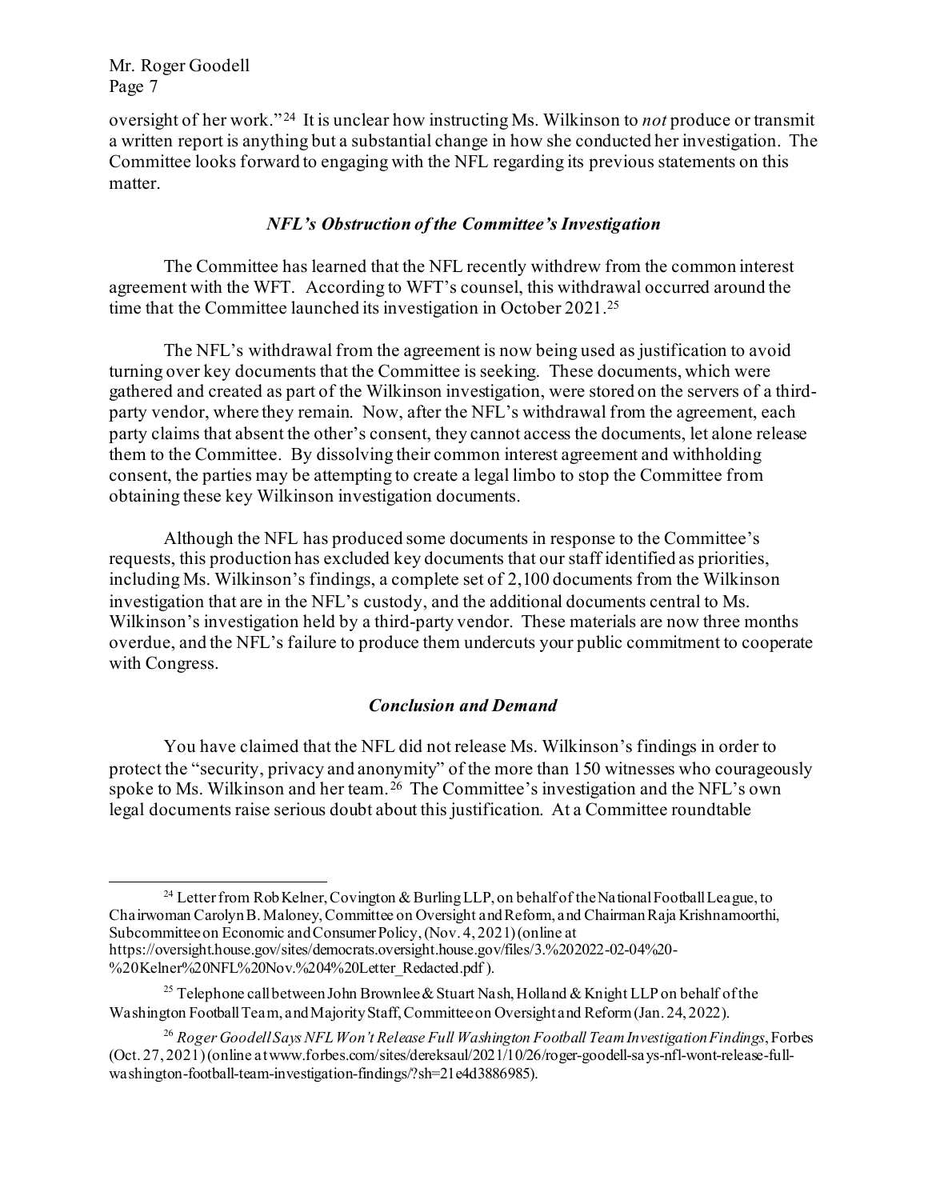oversight of her work."[24] It is unclear how instructing Ms. Wilkinson to *not* produce or transmit a written report is anything but a substantial change in how she conducted her investigation. The Committee looks forward to engaging with the NFL regarding its previous statements on this matter.

### *NFL's Obstruction of the Committee's Investigation*

The Committee has learned that the NFL recently withdrew from the common interest agreement with the WFT. According to WFT's counsel, this withdrawal occurred around the time that the Committee launched its investigation in October 2021.[25]

The NFL's withdrawal from the agreement is now being used as justification to avoid turning over key documents that the Committee is seeking. These documents, which were gathered and created as part of the Wilkinson investigation, were stored on the servers of a third-party vendor, where they remain. Now, after the NFL's withdrawal from the agreement, each party claims that absent the other's consent, they cannot access the documents, let alone release them to the Committee. By dissolving their common interest agreement and withholding consent, the parties may be attempting to create a legal limbo to stop the Committee from obtaining these key Wilkinson investigation documents.

Although the NFL has produced some documents in response to the Committee's requests, this production has excluded key documents that our staff identified as priorities, including Ms. Wilkinson's findings, a complete set of 2,100 documents from the Wilkinson investigation that are in the NFL's custody, and the additional documents central to Ms. Wilkinson's investigation held by a third-party vendor. These materials are now three months overdue, and the NFL's failure to produce them undercuts your public commitment to cooperate with Congress.

### *Conclusion and Demand*

You have claimed that the NFL did not release Ms. Wilkinson's findings in order to protect the "security, privacy and anonymity" of the more than 150 witnesses who courageously spoke to Ms. Wilkinson and her team.[26] The Committee's investigation and the NFL's own legal documents raise serious doubt about this justification. At a Committee roundtable

---

[24] Letter from Rob Kelner, Covington & Burling LLP, on behalf of the National Football League, to Chairwoman Carolyn B. Maloney, Committee on Oversight and Reform, and Chairman Raja Krishnamoorthi, Subcommittee on Economic and Consumer Policy, (Nov. 4, 2021) (online at https://oversight.house.gov/sites/democrats.oversight.house.gov/files/3.%202022-02-04%20-%20Kelner%20NFL%20Nov.%204%20Letter_Redacted.pdf ).

[25] Telephone call between John Brownlee & Stuart Nash, Holland & Knight LLP on behalf of the Washington Football Team, and Majority Staff, Committee on Oversight and Reform (Jan. 24, 2022).

[26] *Roger Goodell Says NFL Won't Release Full Washington Football Team Investigation Findings*, Forbes (Oct. 27, 2021) (online at www.forbes.com/sites/dereksaul/2021/10/26/roger-goodell-says-nfl-wont-release-full-washington-football-team-investigation-findings/?sh=21e4d3886985).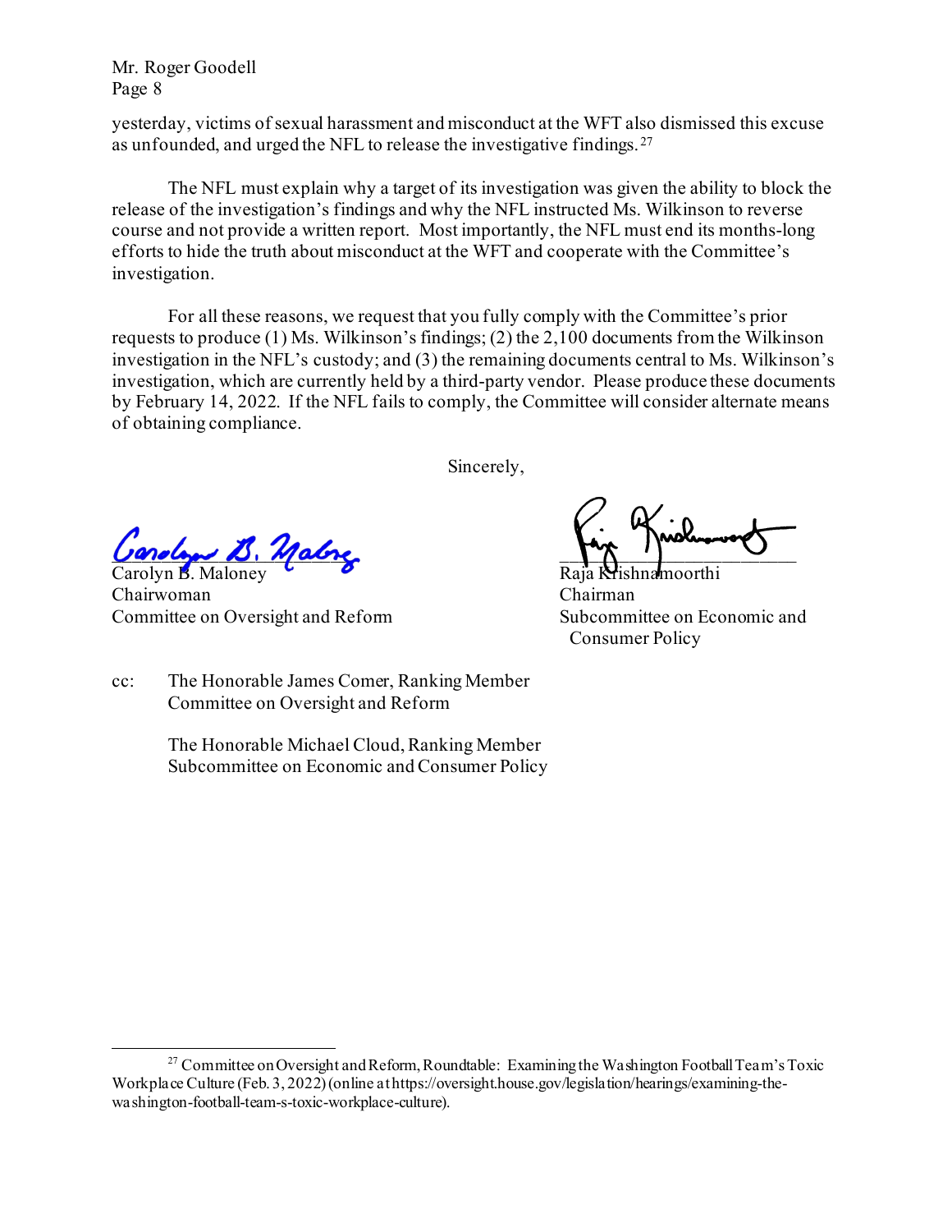yesterday, victims of sexual harassment and misconduct at the WFT also dismissed this excuse as unfounded, and urged the NFL to release the investigative findings.[27]

The NFL must explain why a target of its investigation was given the ability to block the release of the investigation's findings and why the NFL instructed Ms. Wilkinson to reverse course and not provide a written report. Most importantly, the NFL must end its months-long efforts to hide the truth about misconduct at the WFT and cooperate with the Committee's investigation.

For all these reasons, we request that you fully comply with the Committee's prior requests to produce (1) Ms. Wilkinson's findings; (2) the 2,100 documents from the Wilkinson investigation in the NFL's custody; and (3) the remaining documents central to Ms. Wilkinson's investigation, which are currently held by a third-party vendor. Please produce these documents by February 14, 2022. If the NFL fails to comply, the Committee will consider alternate means of obtaining compliance.

Sincerely,

Carolyn B. Maloney
Chairwoman
Committee on Oversight and Reform

Raja Krishnamoorthi
Chairman
Subcommittee on Economic and Consumer Policy

cc: The Honorable James Comer, Ranking Member
Committee on Oversight and Reform

The Honorable Michael Cloud, Ranking Member
Subcommittee on Economic and Consumer Policy

---

[27] Committee on Oversight and Reform, Roundtable: Examining the Washington Football Team's Toxic Workplace Culture (Feb. 3, 2022) (online at https://oversight.house.gov/legislation/hearings/examining-the-washington-football-team-s-toxic-workplace-culture).